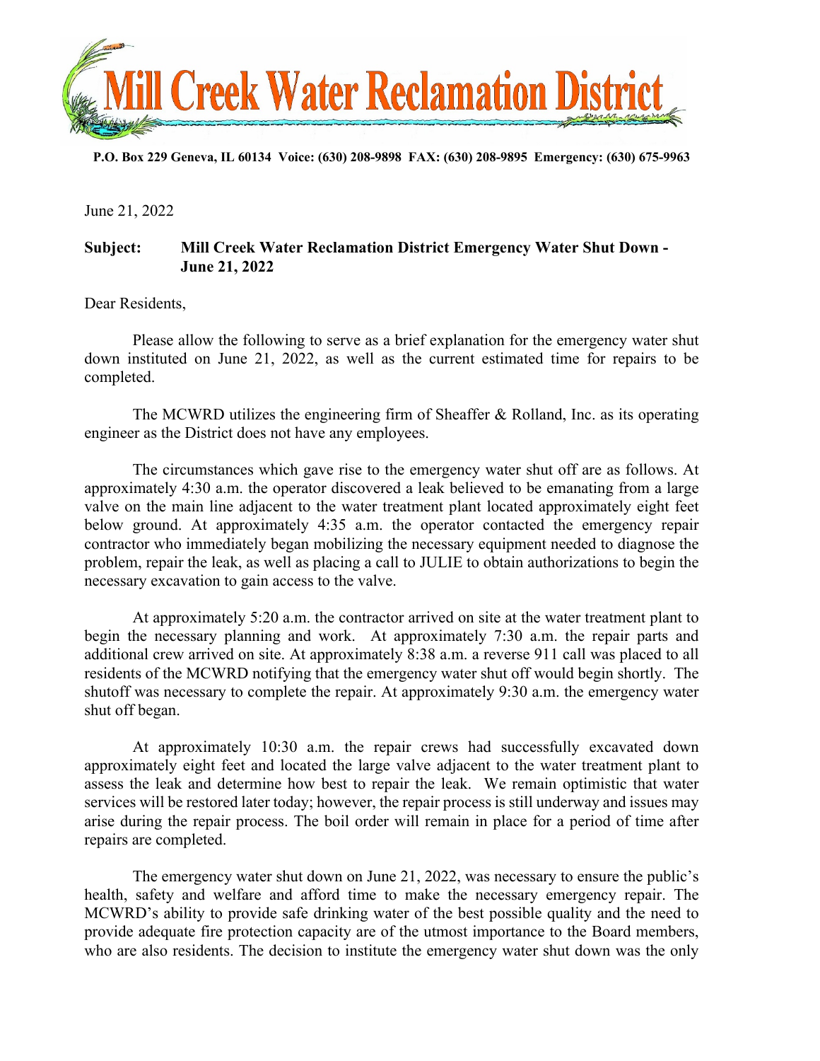# Mill Creek Water Reclamation District

**P.O. Box 229 Geneva, IL 60134 Voice: (630) 208-9898 FAX: (630) 208-9895 Emergency: (630) 675-9963**

June 21, 2022

**Subject: Mill Creek Water Reclamation District Emergency Water Shut Down - June 21, 2022**

Dear Residents,

Please allow the following to serve as a brief explanation for the emergency water shut down instituted on June 21, 2022, as well as the current estimated time for repairs to be completed.

The MCWRD utilizes the engineering firm of Sheaffer & Rolland, Inc. as its operating engineer as the District does not have any employees.

The circumstances which gave rise to the emergency water shut off are as follows. At approximately 4:30 a.m. the operator discovered a leak believed to be emanating from a large valve on the main line adjacent to the water treatment plant located approximately eight feet below ground. At approximately 4:35 a.m. the operator contacted the emergency repair contractor who immediately began mobilizing the necessary equipment needed to diagnose the problem, repair the leak, as well as placing a call to JULIE to obtain authorizations to begin the necessary excavation to gain access to the valve.

At approximately 5:20 a.m. the contractor arrived on site at the water treatment plant to begin the necessary planning and work. At approximately 7:30 a.m. the repair parts and additional crew arrived on site. At approximately 8:38 a.m. a reverse 911 call was placed to all residents of the MCWRD notifying that the emergency water shut off would begin shortly. The shutoff was necessary to complete the repair. At approximately 9:30 a.m. the emergency water shut off began.

At approximately 10:30 a.m. the repair crews had successfully excavated down approximately eight feet and located the large valve adjacent to the water treatment plant to assess the leak and determine how best to repair the leak. We remain optimistic that water services will be restored later today; however, the repair process is still underway and issues may arise during the repair process. The boil order will remain in place for a period of time after repairs are completed.

The emergency water shut down on June 21, 2022, was necessary to ensure the public's health, safety and welfare and afford time to make the necessary emergency repair. The MCWRD's ability to provide safe drinking water of the best possible quality and the need to provide adequate fire protection capacity are of the utmost importance to the Board members, who are also residents. The decision to institute the emergency water shut down was the only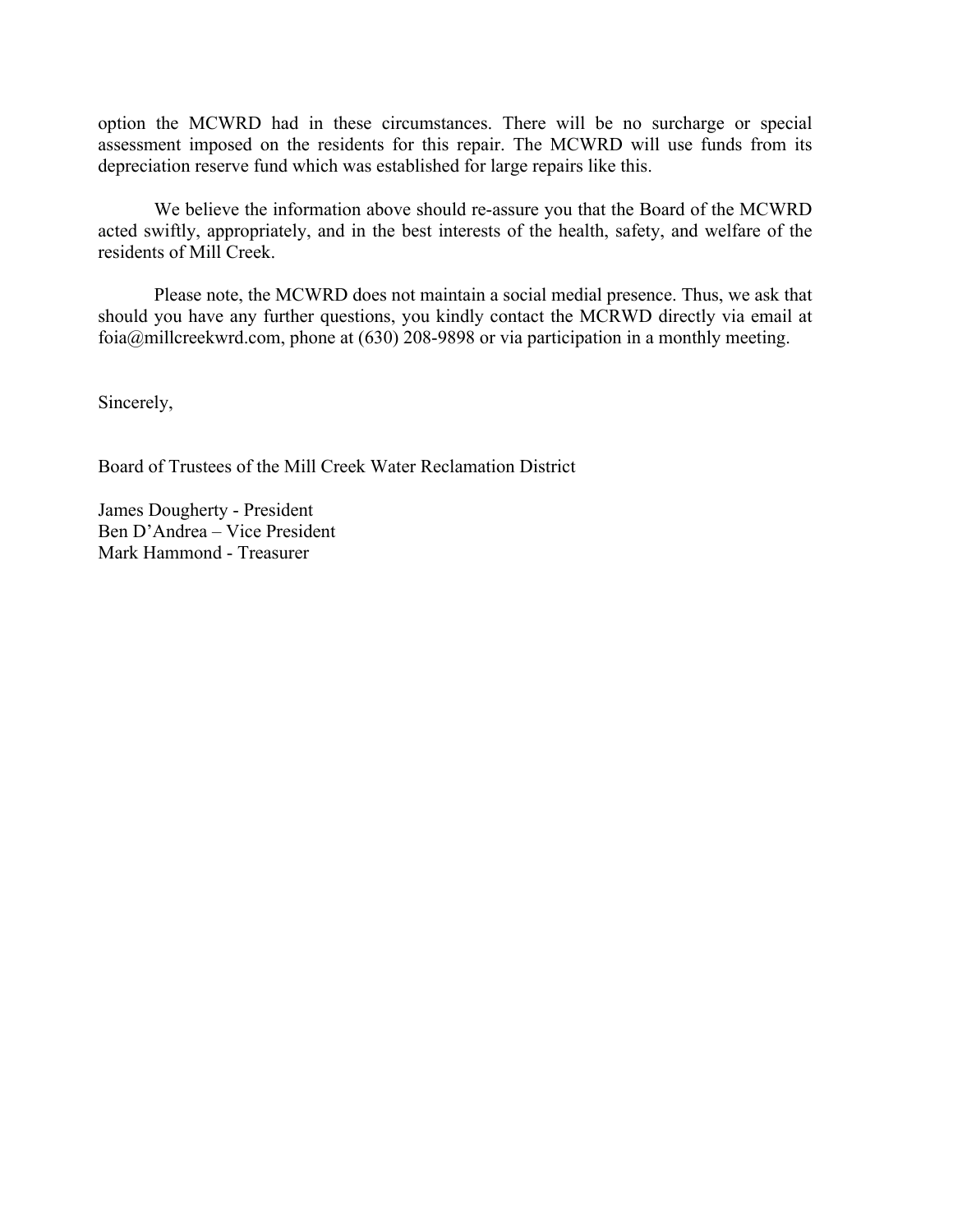option the MCWRD had in these circumstances. There will be no surcharge or special assessment imposed on the residents for this repair. The MCWRD will use funds from its depreciation reserve fund which was established for large repairs like this.

We believe the information above should re-assure you that the Board of the MCWRD acted swiftly, appropriately, and in the best interests of the health, safety, and welfare of the residents of Mill Creek.

Please note, the MCWRD does not maintain a social medial presence. Thus, we ask that should you have any further questions, you kindly contact the MCRWD directly via email at foia@millcreekwrd.com, phone at (630) 208-9898 or via participation in a monthly meeting.

Sincerely,

Board of Trustees of the Mill Creek Water Reclamation District

James Dougherty - President  
Ben D'Andrea – Vice President  
Mark Hammond - Treasurer